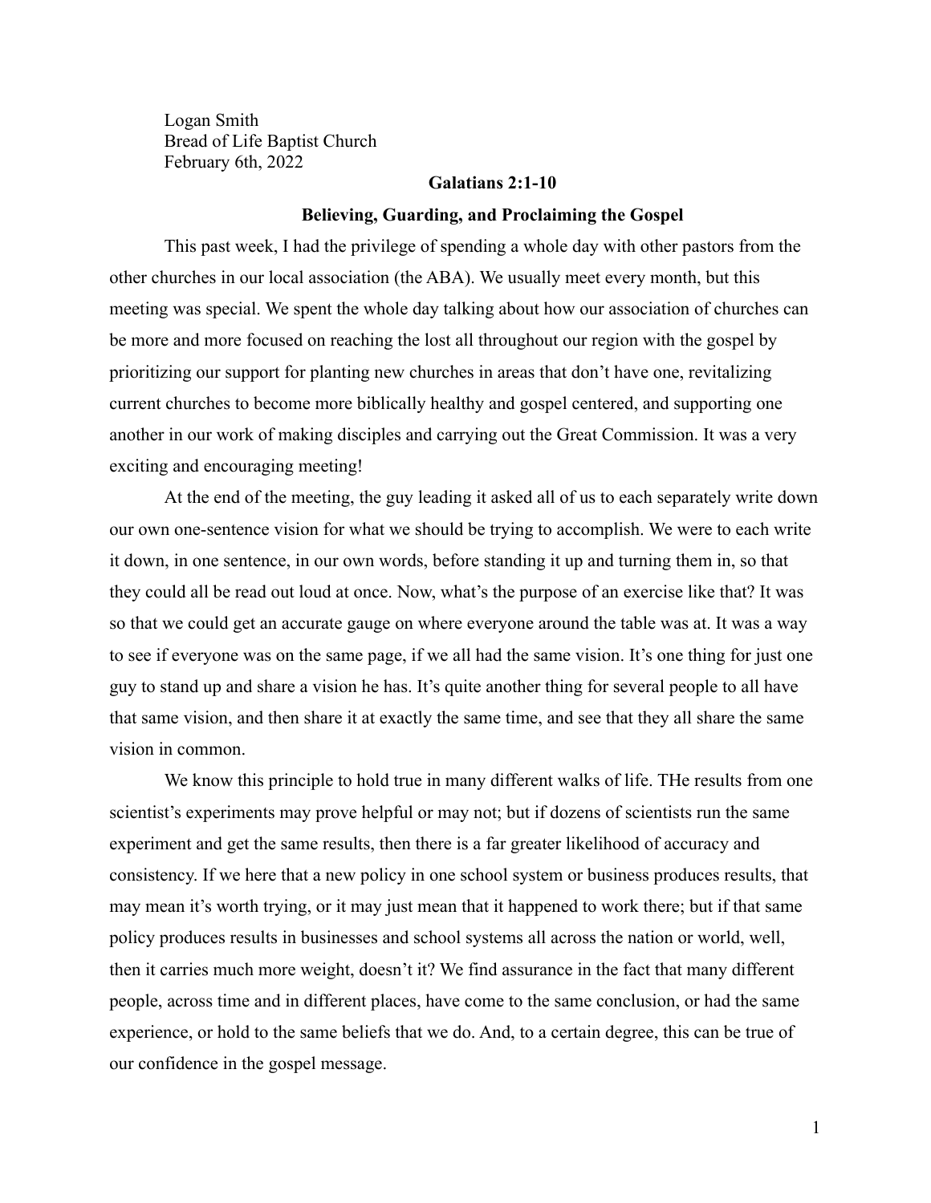Logan Smith
Bread of Life Baptist Church
February 6th, 2022

**Galatians 2:1-10**

**Believing, Guarding, and Proclaiming the Gospel**

This past week, I had the privilege of spending a whole day with other pastors from the other churches in our local association (the ABA). We usually meet every month, but this meeting was special. We spent the whole day talking about how our association of churches can be more and more focused on reaching the lost all throughout our region with the gospel by prioritizing our support for planting new churches in areas that don't have one, revitalizing current churches to become more biblically healthy and gospel centered, and supporting one another in our work of making disciples and carrying out the Great Commission. It was a very exciting and encouraging meeting!

At the end of the meeting, the guy leading it asked all of us to each separately write down our own one-sentence vision for what we should be trying to accomplish. We were to each write it down, in one sentence, in our own words, before standing it up and turning them in, so that they could all be read out loud at once. Now, what's the purpose of an exercise like that? It was so that we could get an accurate gauge on where everyone around the table was at. It was a way to see if everyone was on the same page, if we all had the same vision. It's one thing for just one guy to stand up and share a vision he has. It's quite another thing for several people to all have that same vision, and then share it at exactly the same time, and see that they all share the same vision in common.

We know this principle to hold true in many different walks of life. THe results from one scientist's experiments may prove helpful or may not; but if dozens of scientists run the same experiment and get the same results, then there is a far greater likelihood of accuracy and consistency. If we here that a new policy in one school system or business produces results, that may mean it's worth trying, or it may just mean that it happened to work there; but if that same policy produces results in businesses and school systems all across the nation or world, well, then it carries much more weight, doesn't it? We find assurance in the fact that many different people, across time and in different places, have come to the same conclusion, or had the same experience, or hold to the same beliefs that we do. And, to a certain degree, this can be true of our confidence in the gospel message.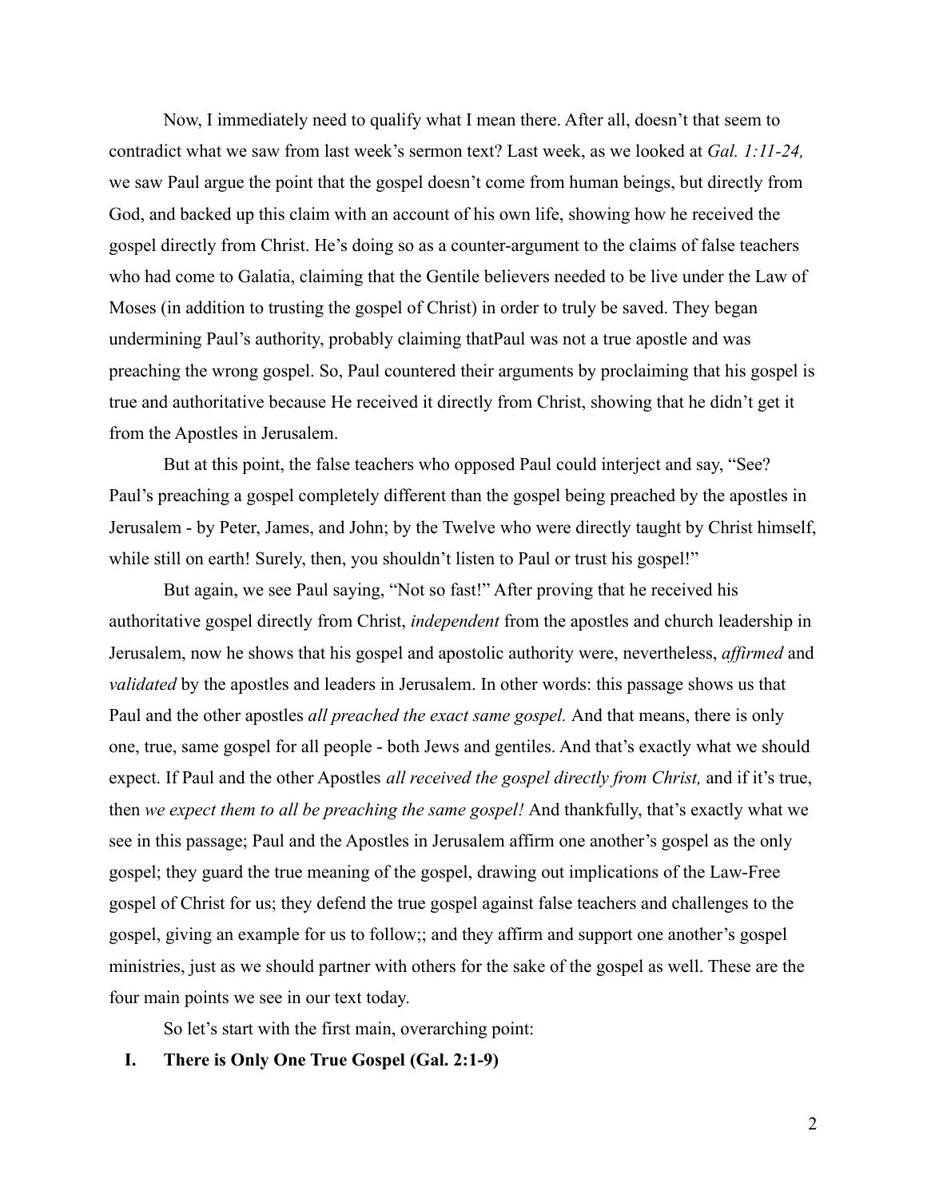Now, I immediately need to qualify what I mean there. After all, doesn't that seem to contradict what we saw from last week's sermon text? Last week, as we looked at *Gal. 1:11-24,* we saw Paul argue the point that the gospel doesn't come from human beings, but directly from God, and backed up this claim with an account of his own life, showing how he received the gospel directly from Christ. He's doing so as a counter-argument to the claims of false teachers who had come to Galatia, claiming that the Gentile believers needed to be live under the Law of Moses (in addition to trusting the gospel of Christ) in order to truly be saved. They began undermining Paul's authority, probably claiming thatPaul was not a true apostle and was preaching the wrong gospel. So, Paul countered their arguments by proclaiming that his gospel is true and authoritative because He received it directly from Christ, showing that he didn't get it from the Apostles in Jerusalem.

But at this point, the false teachers who opposed Paul could interject and say, "See? Paul's preaching a gospel completely different than the gospel being preached by the apostles in Jerusalem - by Peter, James, and John; by the Twelve who were directly taught by Christ himself, while still on earth! Surely, then, you shouldn't listen to Paul or trust his gospel!"

But again, we see Paul saying, "Not so fast!" After proving that he received his authoritative gospel directly from Christ, *independent* from the apostles and church leadership in Jerusalem, now he shows that his gospel and apostolic authority were, nevertheless, *affirmed* and *validated* by the apostles and leaders in Jerusalem. In other words: this passage shows us that Paul and the other apostles *all preached the exact same gospel.* And that means, there is only one, true, same gospel for all people - both Jews and gentiles. And that's exactly what we should expect. If Paul and the other Apostles *all received the gospel directly from Christ,* and if it's true, then *we expect them to all be preaching the same gospel!* And thankfully, that's exactly what we see in this passage; Paul and the Apostles in Jerusalem affirm one another's gospel as the only gospel; they guard the true meaning of the gospel, drawing out implications of the Law-Free gospel of Christ for us; they defend the true gospel against false teachers and challenges to the gospel, giving an example for us to follow;; and they affirm and support one another's gospel ministries, just as we should partner with others for the sake of the gospel as well. These are the four main points we see in our text today.

So let's start with the first main, overarching point:

**I. There is Only One True Gospel (Gal. 2:1-9)**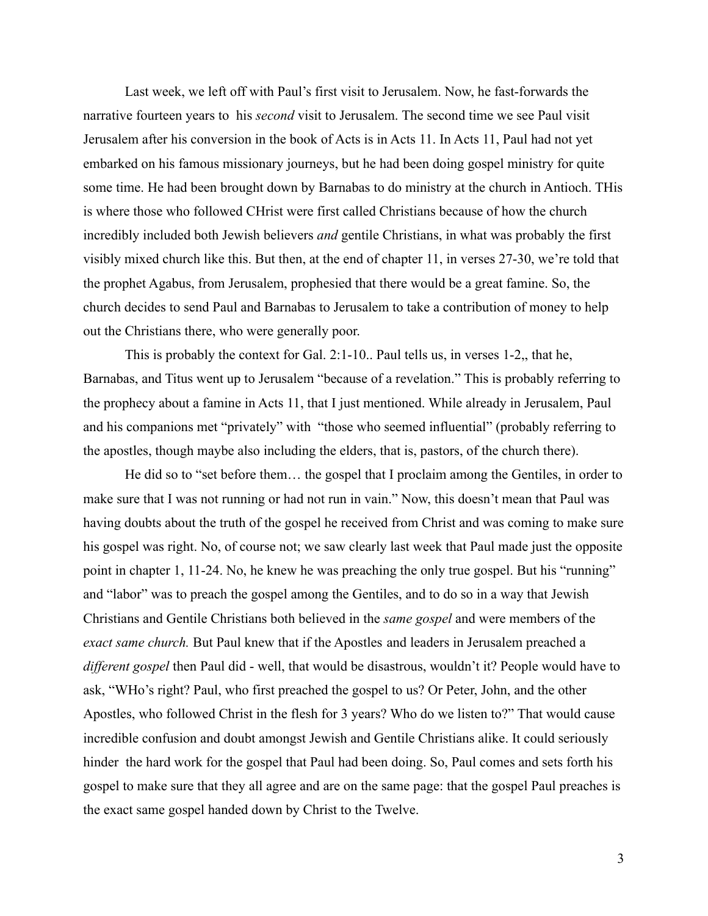Last week, we left off with Paul's first visit to Jerusalem. Now, he fast-forwards the narrative fourteen years to his *second* visit to Jerusalem. The second time we see Paul visit Jerusalem after his conversion in the book of Acts is in Acts 11. In Acts 11, Paul had not yet embarked on his famous missionary journeys, but he had been doing gospel ministry for quite some time. He had been brought down by Barnabas to do ministry at the church in Antioch. THis is where those who followed CHrist were first called Christians because of how the church incredibly included both Jewish believers *and* gentile Christians, in what was probably the first visibly mixed church like this. But then, at the end of chapter 11, in verses 27-30, we're told that the prophet Agabus, from Jerusalem, prophesied that there would be a great famine. So, the church decides to send Paul and Barnabas to Jerusalem to take a contribution of money to help out the Christians there, who were generally poor.

This is probably the context for Gal. 2:1-10.. Paul tells us, in verses 1-2,, that he, Barnabas, and Titus went up to Jerusalem "because of a revelation." This is probably referring to the prophecy about a famine in Acts 11, that I just mentioned. While already in Jerusalem, Paul and his companions met "privately" with "those who seemed influential" (probably referring to the apostles, though maybe also including the elders, that is, pastors, of the church there).

He did so to "set before them… the gospel that I proclaim among the Gentiles, in order to make sure that I was not running or had not run in vain." Now, this doesn't mean that Paul was having doubts about the truth of the gospel he received from Christ and was coming to make sure his gospel was right. No, of course not; we saw clearly last week that Paul made just the opposite point in chapter 1, 11-24. No, he knew he was preaching the only true gospel. But his "running" and "labor" was to preach the gospel among the Gentiles, and to do so in a way that Jewish Christians and Gentile Christians both believed in the *same gospel* and were members of the *exact same church.* But Paul knew that if the Apostles and leaders in Jerusalem preached a *different gospel* then Paul did - well, that would be disastrous, wouldn't it? People would have to ask, "WHo's right? Paul, who first preached the gospel to us? Or Peter, John, and the other Apostles, who followed Christ in the flesh for 3 years? Who do we listen to?" That would cause incredible confusion and doubt amongst Jewish and Gentile Christians alike. It could seriously hinder the hard work for the gospel that Paul had been doing. So, Paul comes and sets forth his gospel to make sure that they all agree and are on the same page: that the gospel Paul preaches is the exact same gospel handed down by Christ to the Twelve.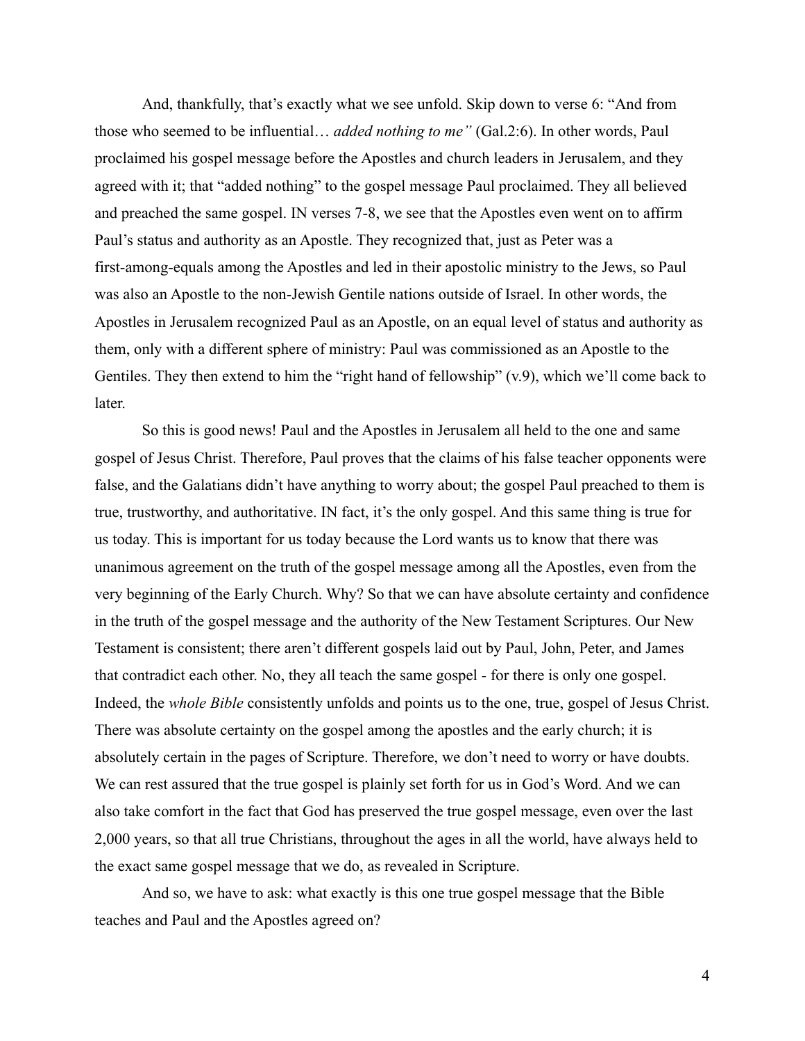And, thankfully, that's exactly what we see unfold. Skip down to verse 6: "And from those who seemed to be influential… *added nothing to me"* (Gal.2:6). In other words, Paul proclaimed his gospel message before the Apostles and church leaders in Jerusalem, and they agreed with it; that "added nothing" to the gospel message Paul proclaimed. They all believed and preached the same gospel. IN verses 7-8, we see that the Apostles even went on to affirm Paul's status and authority as an Apostle. They recognized that, just as Peter was a first-among-equals among the Apostles and led in their apostolic ministry to the Jews, so Paul was also an Apostle to the non-Jewish Gentile nations outside of Israel. In other words, the Apostles in Jerusalem recognized Paul as an Apostle, on an equal level of status and authority as them, only with a different sphere of ministry: Paul was commissioned as an Apostle to the Gentiles. They then extend to him the "right hand of fellowship" (v.9), which we'll come back to later.

So this is good news! Paul and the Apostles in Jerusalem all held to the one and same gospel of Jesus Christ. Therefore, Paul proves that the claims of his false teacher opponents were false, and the Galatians didn't have anything to worry about; the gospel Paul preached to them is true, trustworthy, and authoritative. IN fact, it's the only gospel. And this same thing is true for us today. This is important for us today because the Lord wants us to know that there was unanimous agreement on the truth of the gospel message among all the Apostles, even from the very beginning of the Early Church. Why? So that we can have absolute certainty and confidence in the truth of the gospel message and the authority of the New Testament Scriptures. Our New Testament is consistent; there aren't different gospels laid out by Paul, John, Peter, and James that contradict each other. No, they all teach the same gospel - for there is only one gospel. Indeed, the *whole Bible* consistently unfolds and points us to the one, true, gospel of Jesus Christ. There was absolute certainty on the gospel among the apostles and the early church; it is absolutely certain in the pages of Scripture. Therefore, we don't need to worry or have doubts. We can rest assured that the true gospel is plainly set forth for us in God's Word. And we can also take comfort in the fact that God has preserved the true gospel message, even over the last 2,000 years, so that all true Christians, throughout the ages in all the world, have always held to the exact same gospel message that we do, as revealed in Scripture.

And so, we have to ask: what exactly is this one true gospel message that the Bible teaches and Paul and the Apostles agreed on?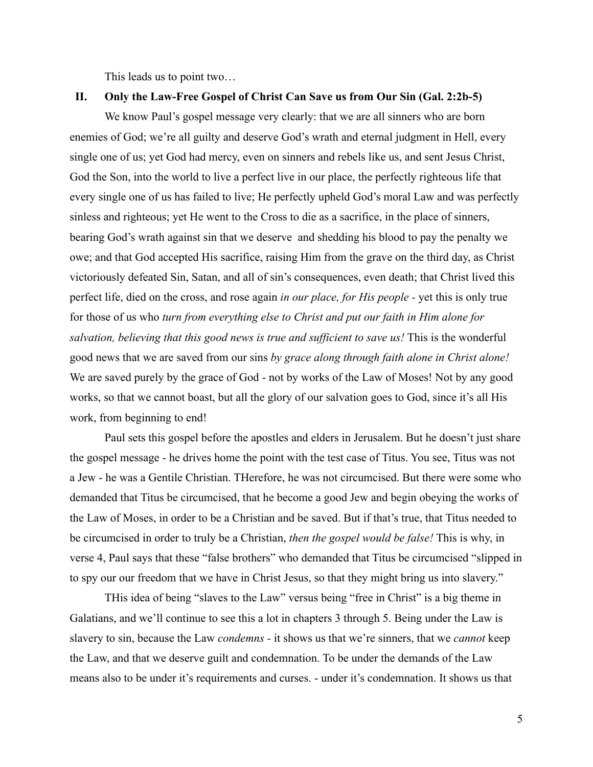This leads us to point two…

## II. Only the Law-Free Gospel of Christ Can Save us from Our Sin (Gal. 2:2b-5)

We know Paul's gospel message very clearly: that we are all sinners who are born enemies of God; we're all guilty and deserve God's wrath and eternal judgment in Hell, every single one of us; yet God had mercy, even on sinners and rebels like us, and sent Jesus Christ, God the Son, into the world to live a perfect live in our place, the perfectly righteous life that every single one of us has failed to live; He perfectly upheld God's moral Law and was perfectly sinless and righteous; yet He went to the Cross to die as a sacrifice, in the place of sinners, bearing God's wrath against sin that we deserve and shedding his blood to pay the penalty we owe; and that God accepted His sacrifice, raising Him from the grave on the third day, as Christ victoriously defeated Sin, Satan, and all of sin's consequences, even death; that Christ lived this perfect life, died on the cross, and rose again *in our place, for His people* - yet this is only true for those of us who *turn from everything else to Christ and put our faith in Him alone for salvation, believing that this good news is true and sufficient to save us!* This is the wonderful good news that we are saved from our sins *by grace along through faith alone in Christ alone!* We are saved purely by the grace of God - not by works of the Law of Moses! Not by any good works, so that we cannot boast, but all the glory of our salvation goes to God, since it's all His work, from beginning to end!

Paul sets this gospel before the apostles and elders in Jerusalem. But he doesn't just share the gospel message - he drives home the point with the test case of Titus. You see, Titus was not a Jew - he was a Gentile Christian. THerefore, he was not circumcised. But there were some who demanded that Titus be circumcised, that he become a good Jew and begin obeying the works of the Law of Moses, in order to be a Christian and be saved. But if that's true, that Titus needed to be circumcised in order to truly be a Christian, *then the gospel would be false!* This is why, in verse 4, Paul says that these "false brothers" who demanded that Titus be circumcised "slipped in to spy our our freedom that we have in Christ Jesus, so that they might bring us into slavery."

THis idea of being "slaves to the Law" versus being "free in Christ" is a big theme in Galatians, and we'll continue to see this a lot in chapters 3 through 5. Being under the Law is slavery to sin, because the Law *condemns* - it shows us that we're sinners, that we *cannot* keep the Law, and that we deserve guilt and condemnation. To be under the demands of the Law means also to be under it's requirements and curses. - under it's condemnation. It shows us that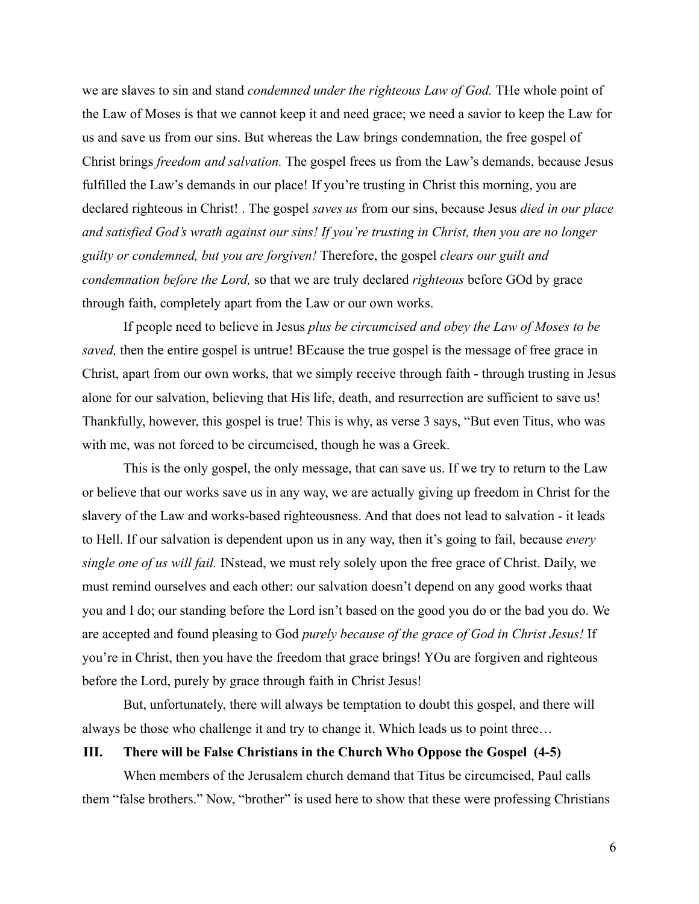we are slaves to sin and stand *condemned under the righteous Law of God.* THe whole point of the Law of Moses is that we cannot keep it and need grace; we need a savior to keep the Law for us and save us from our sins. But whereas the Law brings condemnation, the free gospel of Christ brings *freedom and salvation.* The gospel frees us from the Law's demands, because Jesus fulfilled the Law's demands in our place! If you're trusting in Christ this morning, you are declared righteous in Christ! . The gospel *saves us* from our sins, because Jesus *died in our place and satisfied God's wrath against our sins! If you're trusting in Christ, then you are no longer guilty or condemned, but you are forgiven!* Therefore, the gospel *clears our guilt and condemnation before the Lord,* so that we are truly declared *righteous* before GOd by grace through faith, completely apart from the Law or our own works.

If people need to believe in Jesus *plus be circumcised and obey the Law of Moses to be saved,* then the entire gospel is untrue! BEcause the true gospel is the message of free grace in Christ, apart from our own works, that we simply receive through faith - through trusting in Jesus alone for our salvation, believing that His life, death, and resurrection are sufficient to save us! Thankfully, however, this gospel is true! This is why, as verse 3 says, "But even Titus, who was with me, was not forced to be circumcised, though he was a Greek.

This is the only gospel, the only message, that can save us. If we try to return to the Law or believe that our works save us in any way, we are actually giving up freedom in Christ for the slavery of the Law and works-based righteousness. And that does not lead to salvation - it leads to Hell. If our salvation is dependent upon us in any way, then it's going to fail, because *every single one of us will fail.* INstead, we must rely solely upon the free grace of Christ. Daily, we must remind ourselves and each other: our salvation doesn't depend on any good works thaat you and I do; our standing before the Lord isn't based on the good you do or the bad you do. We are accepted and found pleasing to God *purely because of the grace of God in Christ Jesus!* If you're in Christ, then you have the freedom that grace brings! YOu are forgiven and righteous before the Lord, purely by grace through faith in Christ Jesus!

But, unfortunately, there will always be temptation to doubt this gospel, and there will always be those who challenge it and try to change it. Which leads us to point three…

## III. There will be False Christians in the Church Who Oppose the Gospel (4-5)

When members of the Jerusalem church demand that Titus be circumcised, Paul calls them "false brothers." Now, "brother" is used here to show that these were professing Christians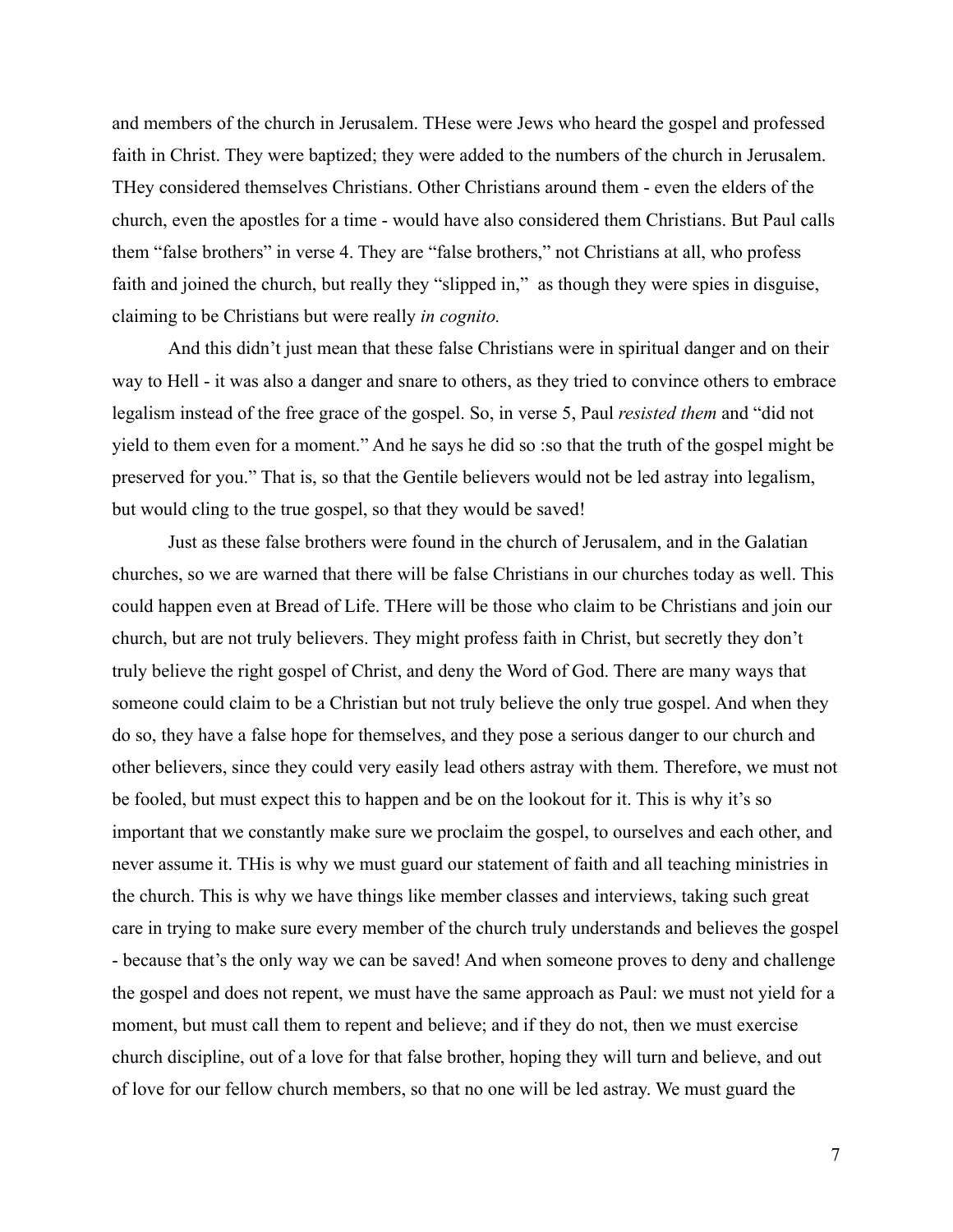and members of the church in Jerusalem. THese were Jews who heard the gospel and professed faith in Christ. They were baptized; they were added to the numbers of the church in Jerusalem. THey considered themselves Christians. Other Christians around them - even the elders of the church, even the apostles for a time - would have also considered them Christians. But Paul calls them "false brothers" in verse 4. They are "false brothers," not Christians at all, who profess faith and joined the church, but really they "slipped in," as though they were spies in disguise, claiming to be Christians but were really *in cognito.*

And this didn't just mean that these false Christians were in spiritual danger and on their way to Hell - it was also a danger and snare to others, as they tried to convince others to embrace legalism instead of the free grace of the gospel. So, in verse 5, Paul *resisted them* and "did not yield to them even for a moment." And he says he did so :so that the truth of the gospel might be preserved for you." That is, so that the Gentile believers would not be led astray into legalism, but would cling to the true gospel, so that they would be saved!

Just as these false brothers were found in the church of Jerusalem, and in the Galatian churches, so we are warned that there will be false Christians in our churches today as well. This could happen even at Bread of Life. THere will be those who claim to be Christians and join our church, but are not truly believers. They might profess faith in Christ, but secretly they don't truly believe the right gospel of Christ, and deny the Word of God. There are many ways that someone could claim to be a Christian but not truly believe the only true gospel. And when they do so, they have a false hope for themselves, and they pose a serious danger to our church and other believers, since they could very easily lead others astray with them. Therefore, we must not be fooled, but must expect this to happen and be on the lookout for it. This is why it's so important that we constantly make sure we proclaim the gospel, to ourselves and each other, and never assume it. THis is why we must guard our statement of faith and all teaching ministries in the church. This is why we have things like member classes and interviews, taking such great care in trying to make sure every member of the church truly understands and believes the gospel - because that's the only way we can be saved! And when someone proves to deny and challenge the gospel and does not repent, we must have the same approach as Paul: we must not yield for a moment, but must call them to repent and believe; and if they do not, then we must exercise church discipline, out of a love for that false brother, hoping they will turn and believe, and out of love for our fellow church members, so that no one will be led astray. We must guard the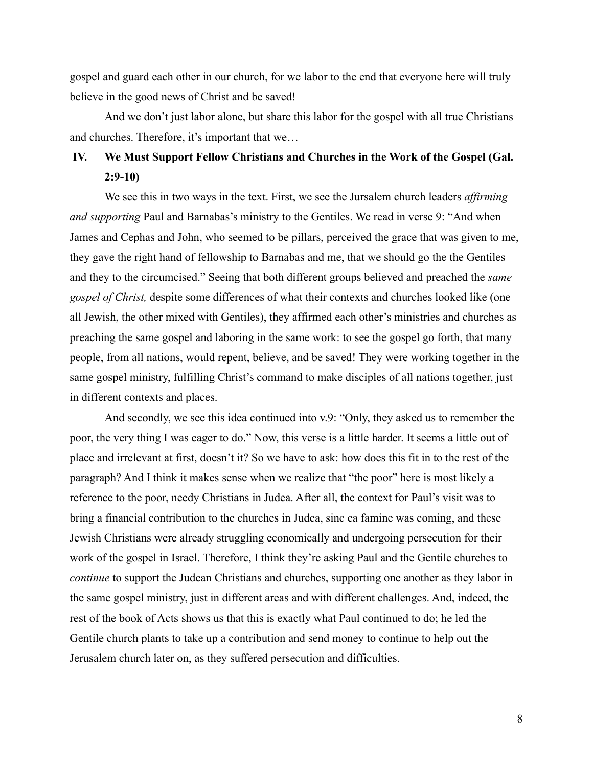gospel and guard each other in our church, for we labor to the end that everyone here will truly believe in the good news of Christ and be saved!

And we don't just labor alone, but share this labor for the gospel with all true Christians and churches. Therefore, it's important that we…

## IV. We Must Support Fellow Christians and Churches in the Work of the Gospel (Gal. 2:9-10)

We see this in two ways in the text. First, we see the Jursalem church leaders *affirming and supporting* Paul and Barnabas's ministry to the Gentiles. We read in verse 9: "And when James and Cephas and John, who seemed to be pillars, perceived the grace that was given to me, they gave the right hand of fellowship to Barnabas and me, that we should go the the Gentiles and they to the circumcised." Seeing that both different groups believed and preached the *same gospel of Christ,* despite some differences of what their contexts and churches looked like (one all Jewish, the other mixed with Gentiles), they affirmed each other's ministries and churches as preaching the same gospel and laboring in the same work: to see the gospel go forth, that many people, from all nations, would repent, believe, and be saved! They were working together in the same gospel ministry, fulfilling Christ's command to make disciples of all nations together, just in different contexts and places.

And secondly, we see this idea continued into v.9: "Only, they asked us to remember the poor, the very thing I was eager to do." Now, this verse is a little harder. It seems a little out of place and irrelevant at first, doesn't it? So we have to ask: how does this fit in to the rest of the paragraph? And I think it makes sense when we realize that "the poor" here is most likely a reference to the poor, needy Christians in Judea. After all, the context for Paul's visit was to bring a financial contribution to the churches in Judea, sinc ea famine was coming, and these Jewish Christians were already struggling economically and undergoing persecution for their work of the gospel in Israel. Therefore, I think they're asking Paul and the Gentile churches to *continue* to support the Judean Christians and churches, supporting one another as they labor in the same gospel ministry, just in different areas and with different challenges. And, indeed, the rest of the book of Acts shows us that this is exactly what Paul continued to do; he led the Gentile church plants to take up a contribution and send money to continue to help out the Jerusalem church later on, as they suffered persecution and difficulties.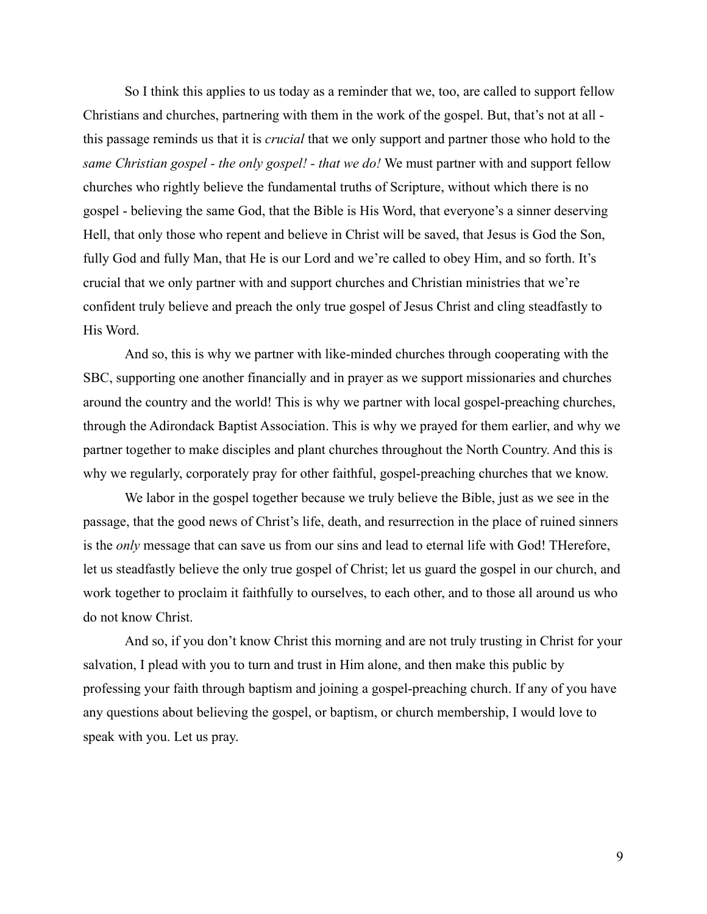So I think this applies to us today as a reminder that we, too, are called to support fellow Christians and churches, partnering with them in the work of the gospel. But, that's not at all - this passage reminds us that it is *crucial* that we only support and partner those who hold to the *same Christian gospel - the only gospel! - that we do!* We must partner with and support fellow churches who rightly believe the fundamental truths of Scripture, without which there is no gospel - believing the same God, that the Bible is His Word, that everyone's a sinner deserving Hell, that only those who repent and believe in Christ will be saved, that Jesus is God the Son, fully God and fully Man, that He is our Lord and we're called to obey Him, and so forth. It's crucial that we only partner with and support churches and Christian ministries that we're confident truly believe and preach the only true gospel of Jesus Christ and cling steadfastly to His Word.

And so, this is why we partner with like-minded churches through cooperating with the SBC, supporting one another financially and in prayer as we support missionaries and churches around the country and the world! This is why we partner with local gospel-preaching churches, through the Adirondack Baptist Association. This is why we prayed for them earlier, and why we partner together to make disciples and plant churches throughout the North Country. And this is why we regularly, corporately pray for other faithful, gospel-preaching churches that we know.

We labor in the gospel together because we truly believe the Bible, just as we see in the passage, that the good news of Christ's life, death, and resurrection in the place of ruined sinners is the *only* message that can save us from our sins and lead to eternal life with God! THerefore, let us steadfastly believe the only true gospel of Christ; let us guard the gospel in our church, and work together to proclaim it faithfully to ourselves, to each other, and to those all around us who do not know Christ.

And so, if you don't know Christ this morning and are not truly trusting in Christ for your salvation, I plead with you to turn and trust in Him alone, and then make this public by professing your faith through baptism and joining a gospel-preaching church. If any of you have any questions about believing the gospel, or baptism, or church membership, I would love to speak with you. Let us pray.